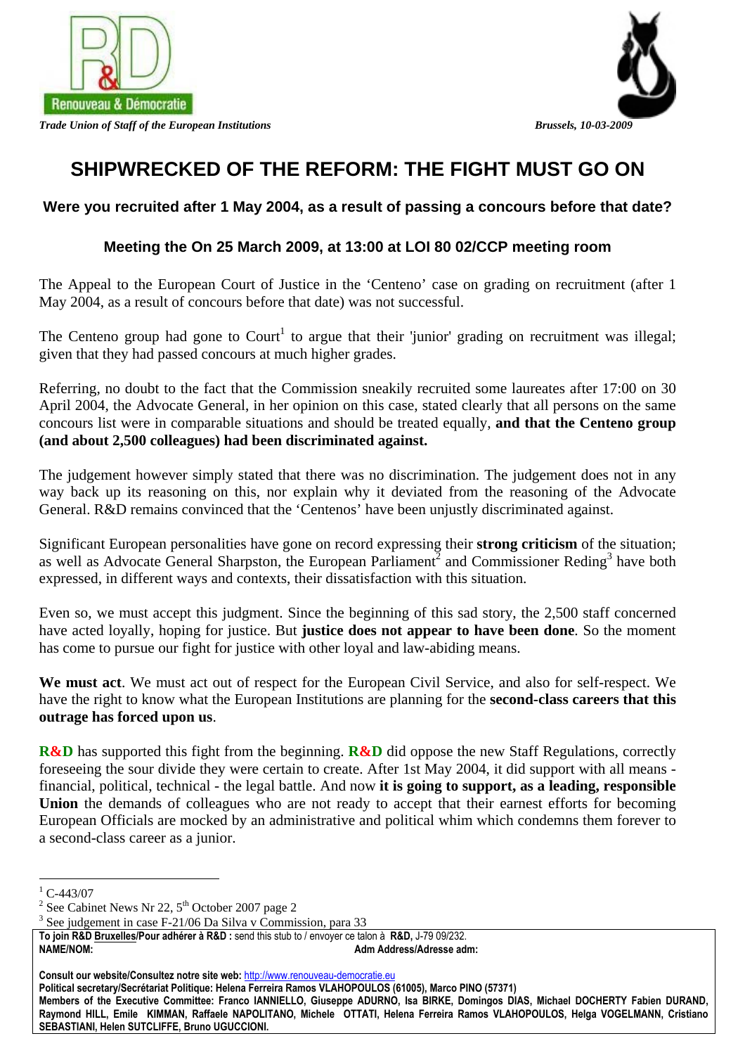Renouveau & Démocratie

*Trade Union of Staff of the European Institutions*

*Brussels, 10-03-2009*

# SHIPWRECKED OF THE REFORM: THE FIGHT MUST GO ON

### Were you recruited after 1 May 2004, as a result of passing a concours before that date?

### Meeting the On 25 March 2009, at 13:00 at LOI 80 02/CCP meeting room

The Appeal to the European Court of Justice in the 'Centeno' case on grading on recruitment (after 1 May 2004, as a result of concours before that date) was not successful.

The Centeno group had gone to Court[1] to argue that their 'junior' grading on recruitment was illegal; given that they had passed concours at much higher grades.

Referring, no doubt to the fact that the Commission sneakily recruited some laureates after 17:00 on 30 April 2004, the Advocate General, in her opinion on this case, stated clearly that all persons on the same concours list were in comparable situations and should be treated equally, **and that the Centeno group (and about 2,500 colleagues) had been discriminated against.**

The judgement however simply stated that there was no discrimination. The judgement does not in any way back up its reasoning on this, nor explain why it deviated from the reasoning of the Advocate General. R&D remains convinced that the 'Centenos' have been unjustly discriminated against.

Significant European personalities have gone on record expressing their **strong criticism** of the situation; as well as Advocate General Sharpston, the European Parliament[2] and Commissioner Reding[3] have both expressed, in different ways and contexts, their dissatisfaction with this situation.

Even so, we must accept this judgment. Since the beginning of this sad story, the 2,500 staff concerned have acted loyally, hoping for justice. But **justice does not appear to have been done**. So the moment has come to pursue our fight for justice with other loyal and law-abiding means.

**We must act**. We must act out of respect for the European Civil Service, and also for self-respect. We have the right to know what the European Institutions are planning for the **second-class careers that this outrage has forced upon us**.

**R&D** has supported this fight from the beginning. **R&D** did oppose the new Staff Regulations, correctly foreseeing the sour divide they were certain to create. After 1st May 2004, it did support with all means - financial, political, technical - the legal battle. And now **it is going to support, as a leading, responsible Union** the demands of colleagues who are not ready to accept that their earnest efforts for becoming European Officials are mocked by an administrative and political whim which condemns them forever to a second-class career as a junior.

---

[1] C-443/07

[2] See Cabinet News Nr 22, 5th October 2007 page 2

[3] See judgement in case F-21/06 Da Silva v Commission, para 33

**To join R&D Bruxelles/Pour adhérer à R&D :** send this stub to / envoyer ce talon à **R&D,** J-79 09/232.

**NAME/NOM:** **Adm Address/Adresse adm:**

**Consult our website/Consultez notre site web:** http://www.renouveau-democratie.eu

**Political secretary/Secrétariat Politique: Helena Ferreira Ramos VLAHOPOULOS (61005), Marco PINO (57371)**

**Members of the Executive Committee: Franco IANNIELLO, Giuseppe ADURNO, Isa BIRKE, Domingos DIAS, Michael DOCHERTY Fabien DURAND, Raymond HILL, Emile KIMMAN, Raffaele NAPOLITANO, Michele OTTATI, Helena Ferreira Ramos VLAHOPOULOS, Helga VOGELMANN, Cristiano SEBASTIANI, Helen SUTCLIFFE, Bruno UGUCCIONI.**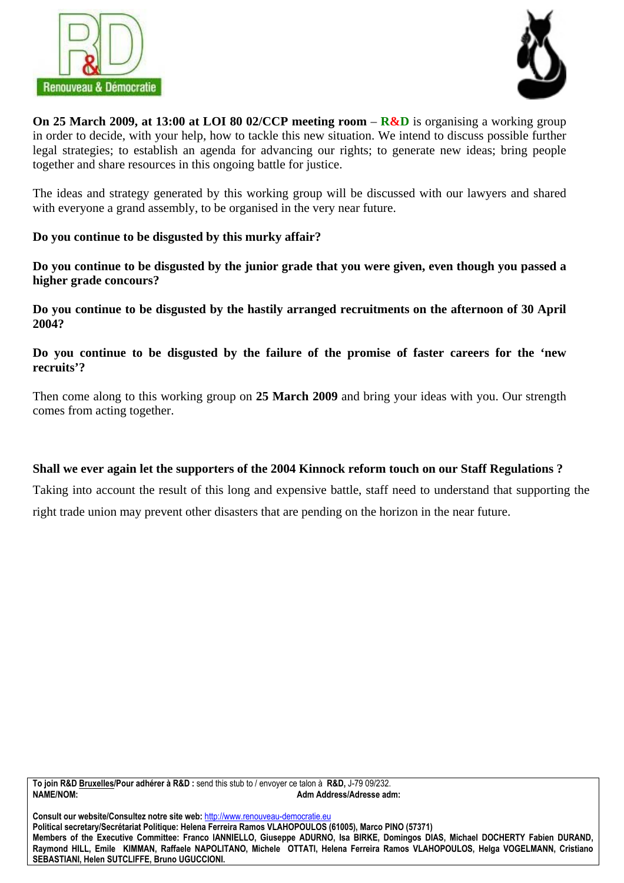**On 25 March 2009, at 13:00 at LOI 80 02/CCP meeting room** – **R&D** is organising a working group in order to decide, with your help, how to tackle this new situation. We intend to discuss possible further legal strategies; to establish an agenda for advancing our rights; to generate new ideas; bring people together and share resources in this ongoing battle for justice.

The ideas and strategy generated by this working group will be discussed with our lawyers and shared with everyone a grand assembly, to be organised in the very near future.

**Do you continue to be disgusted by this murky affair?**

**Do you continue to be disgusted by the junior grade that you were given, even though you passed a higher grade concours?**

**Do you continue to be disgusted by the hastily arranged recruitments on the afternoon of 30 April 2004?**

**Do you continue to be disgusted by the failure of the promise of faster careers for the 'new recruits'?**

Then come along to this working group on **25 March 2009** and bring your ideas with you. Our strength comes from acting together.

**Shall we ever again let the supporters of the 2004 Kinnock reform touch on our Staff Regulations ?**

Taking into account the result of this long and expensive battle, staff need to understand that supporting the right trade union may prevent other disasters that are pending on the horizon in the near future.

**To join R&D Bruxelles/Pour adhérer à R&D :** send this stub to / envoyer ce talon à **R&D,** J-79 09/232.
**NAME/NOM:** **Adm Address/Adresse adm:**

**Consult our website/Consultez notre site web:** http://www.renouveau-democratie.eu
**Political secretary/Secrétariat Politique: Helena Ferreira Ramos VLAHOPOULOS (61005), Marco PINO (57371)**
**Members of the Executive Committee: Franco IANNIELLO, Giuseppe ADURNO, Isa BIRKE, Domingos DIAS, Michael DOCHERTY Fabien DURAND, Raymond HILL, Emile KIMMAN, Raffaele NAPOLITANO, Michele OTTATI, Helena Ferreira Ramos VLAHOPOULOS, Helga VOGELMANN, Cristiano SEBASTIANI, Helen SUTCLIFFE, Bruno UGUCCIONI.**